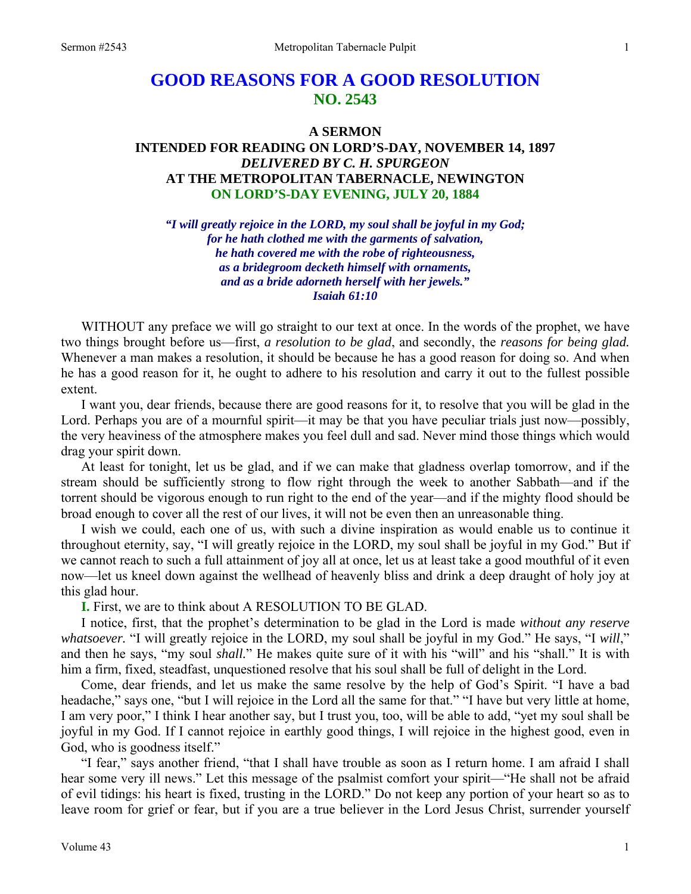# GOOD REASONS FOR A GOOD RESOLUTION
## NO. 2543

### A SERMON
### INTENDED FOR READING ON LORD'S-DAY, NOVEMBER 14, 1897
### *DELIVERED BY C. H. SPURGEON*
### AT THE METROPOLITAN TABERNACLE, NEWINGTON
### ON LORD'S-DAY EVENING, JULY 20, 1884

***"I will greatly rejoice in the LORD, my soul shall be joyful in my God;***
***for he hath clothed me with the garments of salvation,***
***he hath covered me with the robe of righteousness,***
***as a bridegroom decketh himself with ornaments,***
***and as a bride adorneth herself with her jewels."***
***Isaiah 61:10***

WITHOUT any preface we will go straight to our text at once. In the words of the prophet, we have two things brought before us—first, *a resolution to be glad*, and secondly, the *reasons for being glad.* Whenever a man makes a resolution, it should be because he has a good reason for doing so. And when he has a good reason for it, he ought to adhere to his resolution and carry it out to the fullest possible extent.

I want you, dear friends, because there are good reasons for it, to resolve that you will be glad in the Lord. Perhaps you are of a mournful spirit—it may be that you have peculiar trials just now—possibly, the very heaviness of the atmosphere makes you feel dull and sad. Never mind those things which would drag your spirit down.

At least for tonight, let us be glad, and if we can make that gladness overlap tomorrow, and if the stream should be sufficiently strong to flow right through the week to another Sabbath—and if the torrent should be vigorous enough to run right to the end of the year—and if the mighty flood should be broad enough to cover all the rest of our lives, it will not be even then an unreasonable thing.

I wish we could, each one of us, with such a divine inspiration as would enable us to continue it throughout eternity, say, "I will greatly rejoice in the LORD, my soul shall be joyful in my God." But if we cannot reach to such a full attainment of joy all at once, let us at least take a good mouthful of it even now—let us kneel down against the wellhead of heavenly bliss and drink a deep draught of holy joy at this glad hour.

**I.** First, we are to think about A RESOLUTION TO BE GLAD.

I notice, first, that the prophet's determination to be glad in the Lord is made *without any reserve whatsoever.* "I will greatly rejoice in the LORD, my soul shall be joyful in my God." He says, "I *will*," and then he says, "my soul *shall.*" He makes quite sure of it with his "will" and his "shall." It is with him a firm, fixed, steadfast, unquestioned resolve that his soul shall be full of delight in the Lord.

Come, dear friends, and let us make the same resolve by the help of God's Spirit. "I have a bad headache," says one, "but I will rejoice in the Lord all the same for that." "I have but very little at home, I am very poor," I think I hear another say, but I trust you, too, will be able to add, "yet my soul shall be joyful in my God. If I cannot rejoice in earthly good things, I will rejoice in the highest good, even in God, who is goodness itself."

"I fear," says another friend, "that I shall have trouble as soon as I return home. I am afraid I shall hear some very ill news." Let this message of the psalmist comfort your spirit—"He shall not be afraid of evil tidings: his heart is fixed, trusting in the LORD." Do not keep any portion of your heart so as to leave room for grief or fear, but if you are a true believer in the Lord Jesus Christ, surrender yourself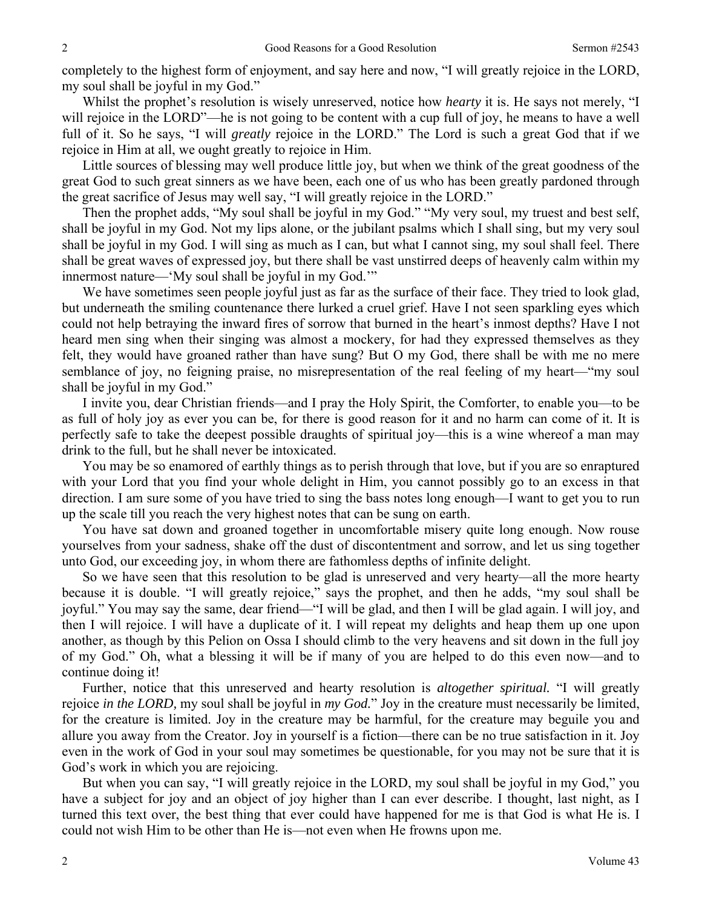completely to the highest form of enjoyment, and say here and now, "I will greatly rejoice in the LORD, my soul shall be joyful in my God."

Whilst the prophet's resolution is wisely unreserved, notice how *hearty* it is. He says not merely, "I will rejoice in the LORD"—he is not going to be content with a cup full of joy, he means to have a well full of it. So he says, "I will *greatly* rejoice in the LORD." The Lord is such a great God that if we rejoice in Him at all, we ought greatly to rejoice in Him.

Little sources of blessing may well produce little joy, but when we think of the great goodness of the great God to such great sinners as we have been, each one of us who has been greatly pardoned through the great sacrifice of Jesus may well say, "I will greatly rejoice in the LORD."

Then the prophet adds, "My soul shall be joyful in my God." "My very soul, my truest and best self, shall be joyful in my God. Not my lips alone, or the jubilant psalms which I shall sing, but my very soul shall be joyful in my God. I will sing as much as I can, but what I cannot sing, my soul shall feel. There shall be great waves of expressed joy, but there shall be vast unstirred deeps of heavenly calm within my innermost nature—'My soul shall be joyful in my God.'"

We have sometimes seen people joyful just as far as the surface of their face. They tried to look glad, but underneath the smiling countenance there lurked a cruel grief. Have I not seen sparkling eyes which could not help betraying the inward fires of sorrow that burned in the heart's inmost depths? Have I not heard men sing when their singing was almost a mockery, for had they expressed themselves as they felt, they would have groaned rather than have sung? But O my God, there shall be with me no mere semblance of joy, no feigning praise, no misrepresentation of the real feeling of my heart—"my soul shall be joyful in my God."

I invite you, dear Christian friends—and I pray the Holy Spirit, the Comforter, to enable you—to be as full of holy joy as ever you can be, for there is good reason for it and no harm can come of it. It is perfectly safe to take the deepest possible draughts of spiritual joy—this is a wine whereof a man may drink to the full, but he shall never be intoxicated.

You may be so enamored of earthly things as to perish through that love, but if you are so enraptured with your Lord that you find your whole delight in Him, you cannot possibly go to an excess in that direction. I am sure some of you have tried to sing the bass notes long enough—I want to get you to run up the scale till you reach the very highest notes that can be sung on earth.

You have sat down and groaned together in uncomfortable misery quite long enough. Now rouse yourselves from your sadness, shake off the dust of discontentment and sorrow, and let us sing together unto God, our exceeding joy, in whom there are fathomless depths of infinite delight.

So we have seen that this resolution to be glad is unreserved and very hearty—all the more hearty because it is double. "I will greatly rejoice," says the prophet, and then he adds, "my soul shall be joyful." You may say the same, dear friend—"I will be glad, and then I will be glad again. I will joy, and then I will rejoice. I will have a duplicate of it. I will repeat my delights and heap them up one upon another, as though by this Pelion on Ossa I should climb to the very heavens and sit down in the full joy of my God." Oh, what a blessing it will be if many of you are helped to do this even now—and to continue doing it!

Further, notice that this unreserved and hearty resolution is *altogether spiritual.* "I will greatly rejoice *in the LORD,* my soul shall be joyful in *my God.*" Joy in the creature must necessarily be limited, for the creature is limited. Joy in the creature may be harmful, for the creature may beguile you and allure you away from the Creator. Joy in yourself is a fiction—there can be no true satisfaction in it. Joy even in the work of God in your soul may sometimes be questionable, for you may not be sure that it is God's work in which you are rejoicing.

But when you can say, "I will greatly rejoice in the LORD, my soul shall be joyful in my God," you have a subject for joy and an object of joy higher than I can ever describe. I thought, last night, as I turned this text over, the best thing that ever could have happened for me is that God is what He is. I could not wish Him to be other than He is—not even when He frowns upon me.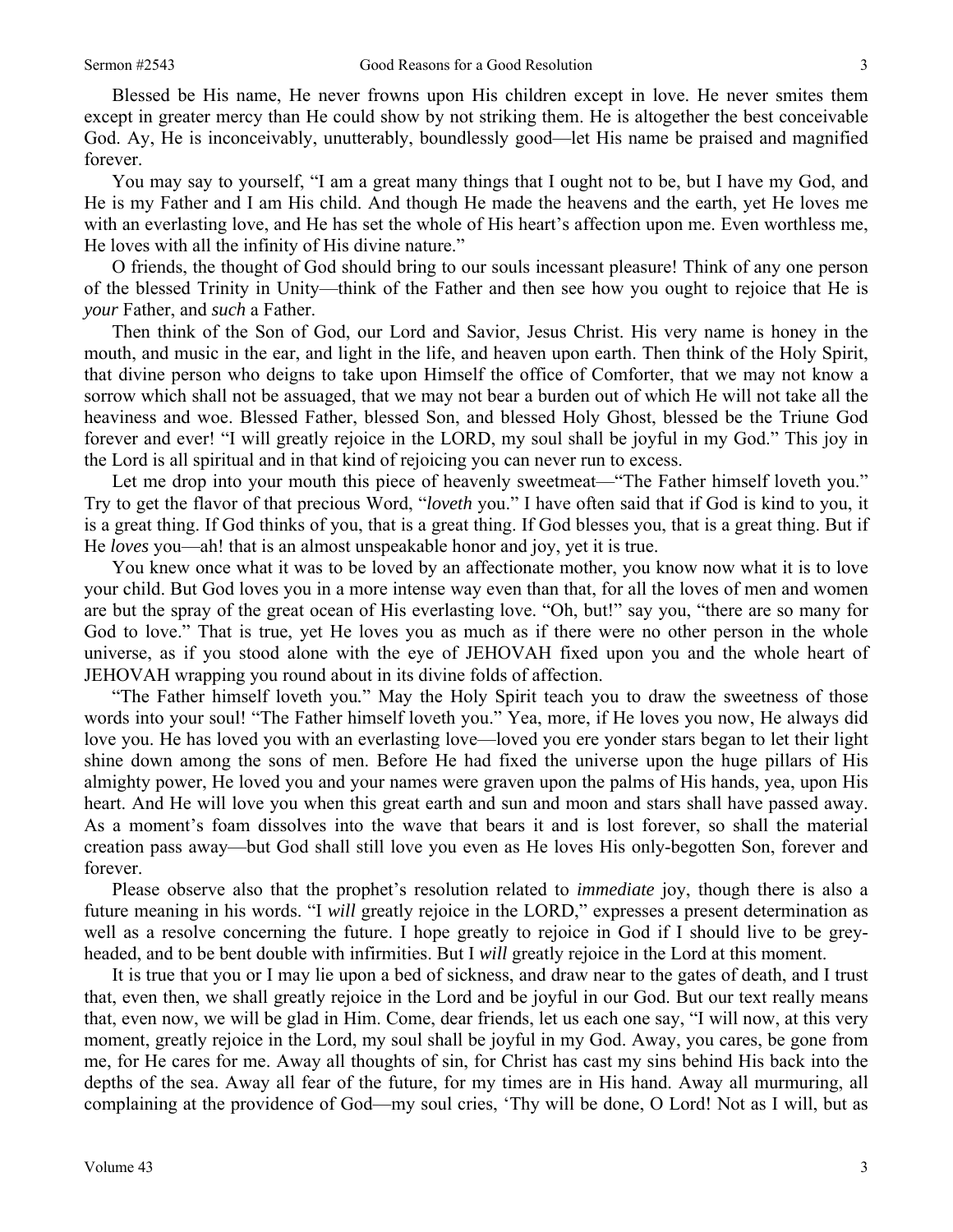Blessed be His name, He never frowns upon His children except in love. He never smites them except in greater mercy than He could show by not striking them. He is altogether the best conceivable God. Ay, He is inconceivably, unutterably, boundlessly good—let His name be praised and magnified forever.

You may say to yourself, "I am a great many things that I ought not to be, but I have my God, and He is my Father and I am His child. And though He made the heavens and the earth, yet He loves me with an everlasting love, and He has set the whole of His heart's affection upon me. Even worthless me, He loves with all the infinity of His divine nature."

O friends, the thought of God should bring to our souls incessant pleasure! Think of any one person of the blessed Trinity in Unity—think of the Father and then see how you ought to rejoice that He is *your* Father, and *such* a Father.

Then think of the Son of God, our Lord and Savior, Jesus Christ. His very name is honey in the mouth, and music in the ear, and light in the life, and heaven upon earth. Then think of the Holy Spirit, that divine person who deigns to take upon Himself the office of Comforter, that we may not know a sorrow which shall not be assuaged, that we may not bear a burden out of which He will not take all the heaviness and woe. Blessed Father, blessed Son, and blessed Holy Ghost, blessed be the Triune God forever and ever! "I will greatly rejoice in the LORD, my soul shall be joyful in my God." This joy in the Lord is all spiritual and in that kind of rejoicing you can never run to excess.

Let me drop into your mouth this piece of heavenly sweetmeat—"The Father himself loveth you." Try to get the flavor of that precious Word, "*loveth* you." I have often said that if God is kind to you, it is a great thing. If God thinks of you, that is a great thing. If God blesses you, that is a great thing. But if He *loves* you—ah! that is an almost unspeakable honor and joy, yet it is true.

You knew once what it was to be loved by an affectionate mother, you know now what it is to love your child. But God loves you in a more intense way even than that, for all the loves of men and women are but the spray of the great ocean of His everlasting love. "Oh, but!" say you, "there are so many for God to love." That is true, yet He loves you as much as if there were no other person in the whole universe, as if you stood alone with the eye of JEHOVAH fixed upon you and the whole heart of JEHOVAH wrapping you round about in its divine folds of affection.

"The Father himself loveth you." May the Holy Spirit teach you to draw the sweetness of those words into your soul! "The Father himself loveth you." Yea, more, if He loves you now, He always did love you. He has loved you with an everlasting love—loved you ere yonder stars began to let their light shine down among the sons of men. Before He had fixed the universe upon the huge pillars of His almighty power, He loved you and your names were graven upon the palms of His hands, yea, upon His heart. And He will love you when this great earth and sun and moon and stars shall have passed away. As a moment's foam dissolves into the wave that bears it and is lost forever, so shall the material creation pass away—but God shall still love you even as He loves His only-begotten Son, forever and forever.

Please observe also that the prophet's resolution related to *immediate* joy, though there is also a future meaning in his words. "I *will* greatly rejoice in the LORD," expresses a present determination as well as a resolve concerning the future. I hope greatly to rejoice in God if I should live to be grey-headed, and to be bent double with infirmities. But I *will* greatly rejoice in the Lord at this moment.

It is true that you or I may lie upon a bed of sickness, and draw near to the gates of death, and I trust that, even then, we shall greatly rejoice in the Lord and be joyful in our God. But our text really means that, even now, we will be glad in Him. Come, dear friends, let us each one say, "I will now, at this very moment, greatly rejoice in the Lord, my soul shall be joyful in my God. Away, you cares, be gone from me, for He cares for me. Away all thoughts of sin, for Christ has cast my sins behind His back into the depths of the sea. Away all fear of the future, for my times are in His hand. Away all murmuring, all complaining at the providence of God—my soul cries, 'Thy will be done, O Lord! Not as I will, but as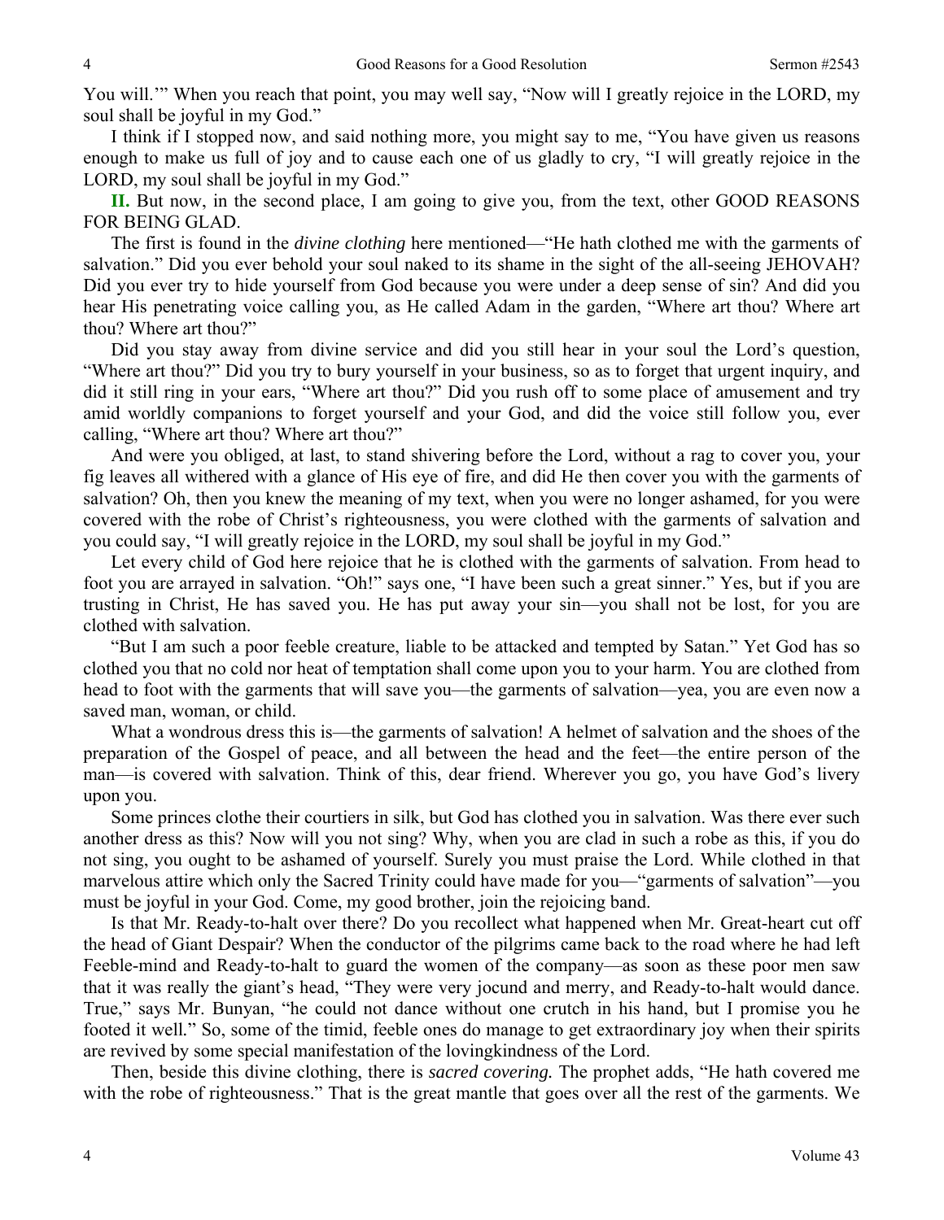You will.'" When you reach that point, you may well say, "Now will I greatly rejoice in the LORD, my soul shall be joyful in my God."

I think if I stopped now, and said nothing more, you might say to me, "You have given us reasons enough to make us full of joy and to cause each one of us gladly to cry, "I will greatly rejoice in the LORD, my soul shall be joyful in my God."

**II.** But now, in the second place, I am going to give you, from the text, other GOOD REASONS FOR BEING GLAD.

The first is found in the *divine clothing* here mentioned—"He hath clothed me with the garments of salvation." Did you ever behold your soul naked to its shame in the sight of the all-seeing JEHOVAH? Did you ever try to hide yourself from God because you were under a deep sense of sin? And did you hear His penetrating voice calling you, as He called Adam in the garden, "Where art thou? Where art thou? Where art thou?"

Did you stay away from divine service and did you still hear in your soul the Lord's question, "Where art thou?" Did you try to bury yourself in your business, so as to forget that urgent inquiry, and did it still ring in your ears, "Where art thou?" Did you rush off to some place of amusement and try amid worldly companions to forget yourself and your God, and did the voice still follow you, ever calling, "Where art thou? Where art thou?"

And were you obliged, at last, to stand shivering before the Lord, without a rag to cover you, your fig leaves all withered with a glance of His eye of fire, and did He then cover you with the garments of salvation? Oh, then you knew the meaning of my text, when you were no longer ashamed, for you were covered with the robe of Christ's righteousness, you were clothed with the garments of salvation and you could say, "I will greatly rejoice in the LORD, my soul shall be joyful in my God."

Let every child of God here rejoice that he is clothed with the garments of salvation. From head to foot you are arrayed in salvation. "Oh!" says one, "I have been such a great sinner." Yes, but if you are trusting in Christ, He has saved you. He has put away your sin—you shall not be lost, for you are clothed with salvation.

"But I am such a poor feeble creature, liable to be attacked and tempted by Satan." Yet God has so clothed you that no cold nor heat of temptation shall come upon you to your harm. You are clothed from head to foot with the garments that will save you—the garments of salvation—yea, you are even now a saved man, woman, or child.

What a wondrous dress this is—the garments of salvation! A helmet of salvation and the shoes of the preparation of the Gospel of peace, and all between the head and the feet—the entire person of the man—is covered with salvation. Think of this, dear friend. Wherever you go, you have God's livery upon you.

Some princes clothe their courtiers in silk, but God has clothed you in salvation. Was there ever such another dress as this? Now will you not sing? Why, when you are clad in such a robe as this, if you do not sing, you ought to be ashamed of yourself. Surely you must praise the Lord. While clothed in that marvelous attire which only the Sacred Trinity could have made for you—"garments of salvation"—you must be joyful in your God. Come, my good brother, join the rejoicing band.

Is that Mr. Ready-to-halt over there? Do you recollect what happened when Mr. Great-heart cut off the head of Giant Despair? When the conductor of the pilgrims came back to the road where he had left Feeble-mind and Ready-to-halt to guard the women of the company—as soon as these poor men saw that it was really the giant's head, "They were very jocund and merry, and Ready-to-halt would dance. True," says Mr. Bunyan, "he could not dance without one crutch in his hand, but I promise you he footed it well." So, some of the timid, feeble ones do manage to get extraordinary joy when their spirits are revived by some special manifestation of the lovingkindness of the Lord.

Then, beside this divine clothing, there is *sacred covering.* The prophet adds, "He hath covered me with the robe of righteousness." That is the great mantle that goes over all the rest of the garments. We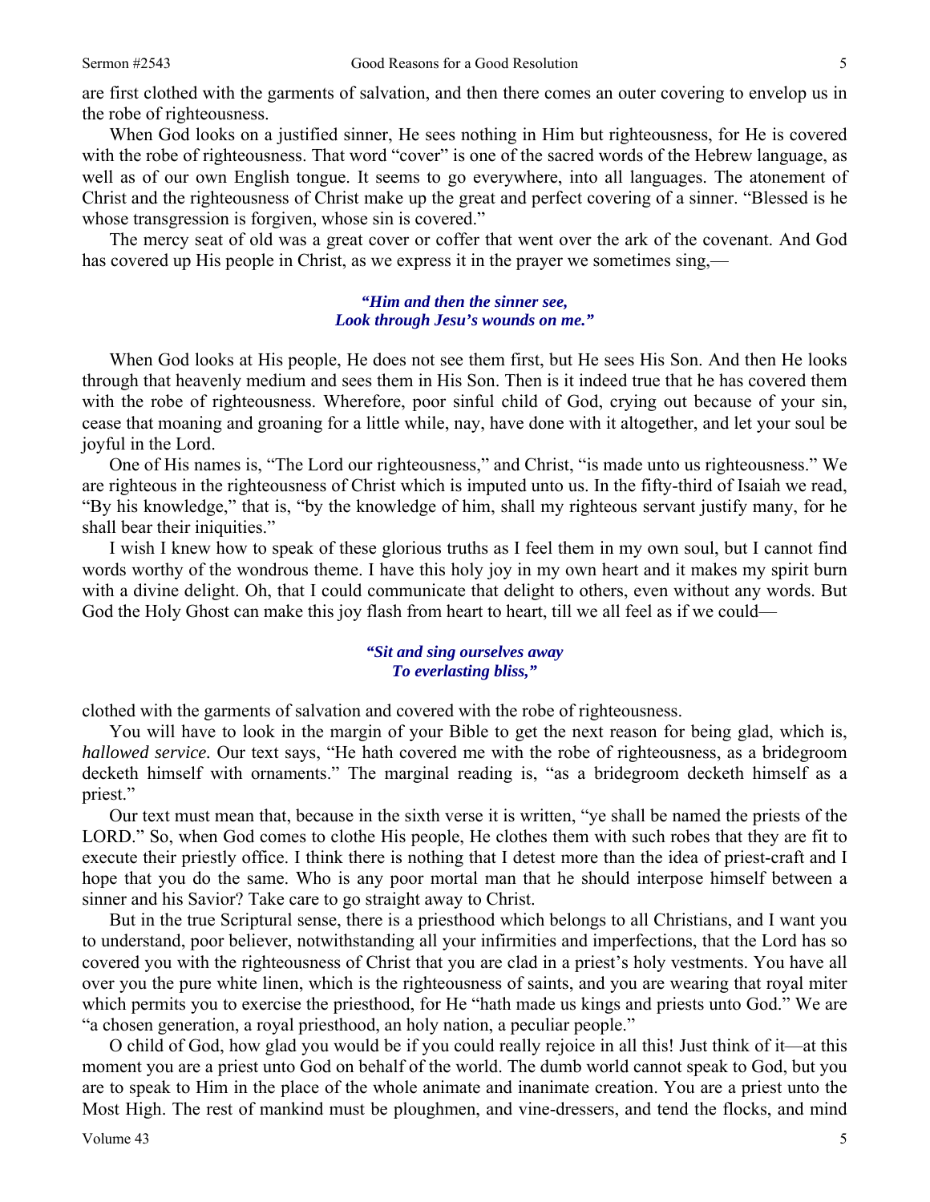are first clothed with the garments of salvation, and then there comes an outer covering to envelop us in the robe of righteousness.

When God looks on a justified sinner, He sees nothing in Him but righteousness, for He is covered with the robe of righteousness. That word "cover" is one of the sacred words of the Hebrew language, as well as of our own English tongue. It seems to go everywhere, into all languages. The atonement of Christ and the righteousness of Christ make up the great and perfect covering of a sinner. "Blessed is he whose transgression is forgiven, whose sin is covered."

The mercy seat of old was a great cover or coffer that went over the ark of the covenant. And God has covered up His people in Christ, as we express it in the prayer we sometimes sing,—

> ***"Him and then the sinner see,***
> ***Look through Jesu's wounds on me."***

When God looks at His people, He does not see them first, but He sees His Son. And then He looks through that heavenly medium and sees them in His Son. Then is it indeed true that he has covered them with the robe of righteousness. Wherefore, poor sinful child of God, crying out because of your sin, cease that moaning and groaning for a little while, nay, have done with it altogether, and let your soul be joyful in the Lord.

One of His names is, "The Lord our righteousness," and Christ, "is made unto us righteousness." We are righteous in the righteousness of Christ which is imputed unto us. In the fifty-third of Isaiah we read, "By his knowledge," that is, "by the knowledge of him, shall my righteous servant justify many, for he shall bear their iniquities."

I wish I knew how to speak of these glorious truths as I feel them in my own soul, but I cannot find words worthy of the wondrous theme. I have this holy joy in my own heart and it makes my spirit burn with a divine delight. Oh, that I could communicate that delight to others, even without any words. But God the Holy Ghost can make this joy flash from heart to heart, till we all feel as if we could—

> ***"Sit and sing ourselves away***
> ***To everlasting bliss,"***

clothed with the garments of salvation and covered with the robe of righteousness.

You will have to look in the margin of your Bible to get the next reason for being glad, which is, *hallowed service.* Our text says, "He hath covered me with the robe of righteousness, as a bridegroom decketh himself with ornaments." The marginal reading is, "as a bridegroom decketh himself as a priest."

Our text must mean that, because in the sixth verse it is written, "ye shall be named the priests of the LORD." So, when God comes to clothe His people, He clothes them with such robes that they are fit to execute their priestly office. I think there is nothing that I detest more than the idea of priest-craft and I hope that you do the same. Who is any poor mortal man that he should interpose himself between a sinner and his Savior? Take care to go straight away to Christ.

But in the true Scriptural sense, there is a priesthood which belongs to all Christians, and I want you to understand, poor believer, notwithstanding all your infirmities and imperfections, that the Lord has so covered you with the righteousness of Christ that you are clad in a priest's holy vestments. You have all over you the pure white linen, which is the righteousness of saints, and you are wearing that royal miter which permits you to exercise the priesthood, for He "hath made us kings and priests unto God." We are "a chosen generation, a royal priesthood, an holy nation, a peculiar people."

O child of God, how glad you would be if you could really rejoice in all this! Just think of it—at this moment you are a priest unto God on behalf of the world. The dumb world cannot speak to God, but you are to speak to Him in the place of the whole animate and inanimate creation. You are a priest unto the Most High. The rest of mankind must be ploughmen, and vine-dressers, and tend the flocks, and mind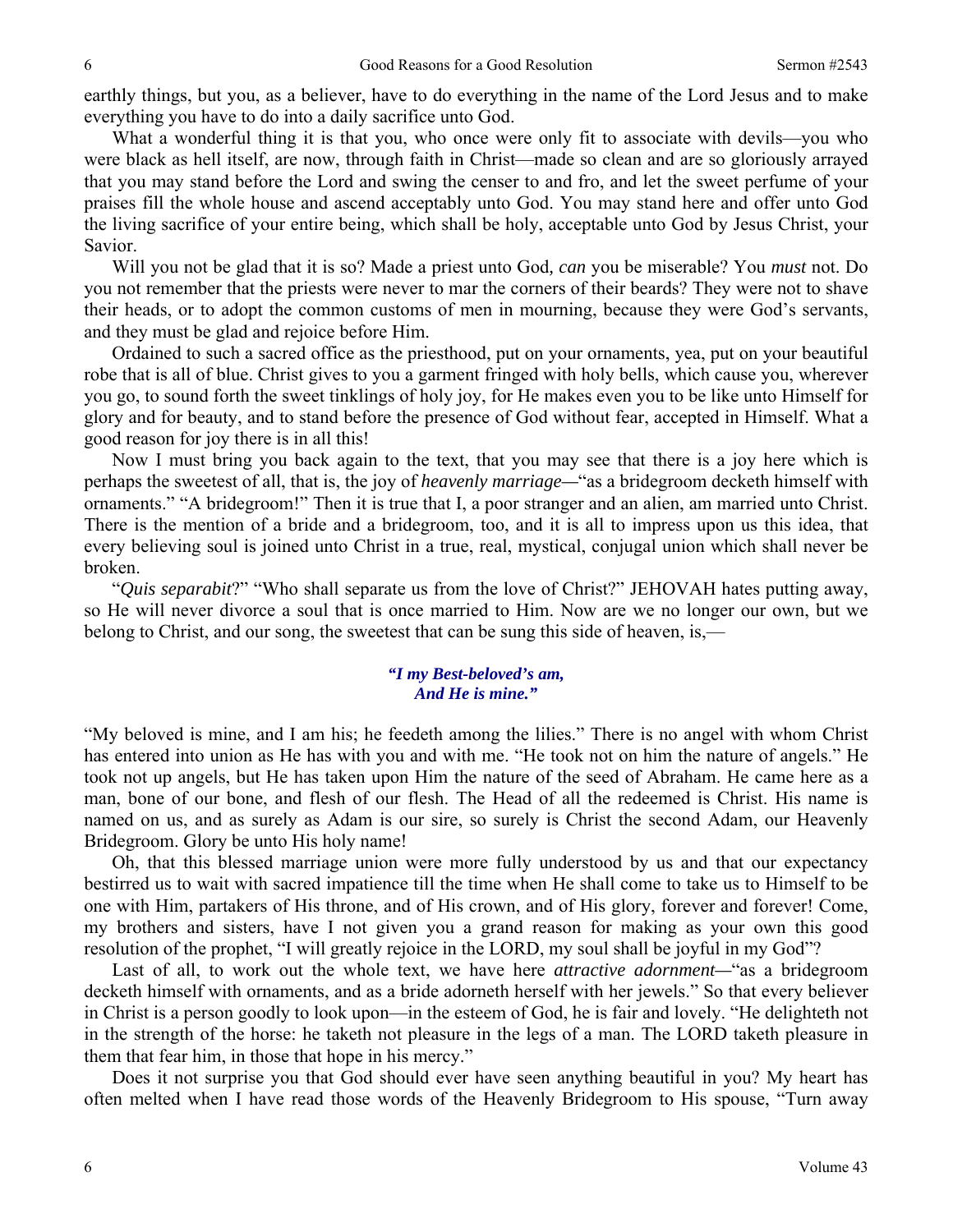earthly things, but you, as a believer, have to do everything in the name of the Lord Jesus and to make everything you have to do into a daily sacrifice unto God.

What a wonderful thing it is that you, who once were only fit to associate with devils—you who were black as hell itself, are now, through faith in Christ—made so clean and are so gloriously arrayed that you may stand before the Lord and swing the censer to and fro, and let the sweet perfume of your praises fill the whole house and ascend acceptably unto God. You may stand here and offer unto God the living sacrifice of your entire being, which shall be holy, acceptable unto God by Jesus Christ, your Savior.

Will you not be glad that it is so? Made a priest unto God, *can* you be miserable? You *must* not. Do you not remember that the priests were never to mar the corners of their beards? They were not to shave their heads, or to adopt the common customs of men in mourning, because they were God's servants, and they must be glad and rejoice before Him.

Ordained to such a sacred office as the priesthood, put on your ornaments, yea, put on your beautiful robe that is all of blue. Christ gives to you a garment fringed with holy bells, which cause you, wherever you go, to sound forth the sweet tinklings of holy joy, for He makes even you to be like unto Himself for glory and for beauty, and to stand before the presence of God without fear, accepted in Himself. What a good reason for joy there is in all this!

Now I must bring you back again to the text, that you may see that there is a joy here which is perhaps the sweetest of all, that is, the joy of *heavenly marriage*—"as a bridegroom decketh himself with ornaments." "A bridegroom!" Then it is true that I, a poor stranger and an alien, am married unto Christ. There is the mention of a bride and a bridegroom, too, and it is all to impress upon us this idea, that every believing soul is joined unto Christ in a true, real, mystical, conjugal union which shall never be broken.

"*Quis separabit*?" "Who shall separate us from the love of Christ?" JEHOVAH hates putting away, so He will never divorce a soul that is once married to Him. Now are we no longer our own, but we belong to Christ, and our song, the sweetest that can be sung this side of heaven, is,—

> ***"I my Best-beloved's am,***
> ***And He is mine."***

"My beloved is mine, and I am his; he feedeth among the lilies." There is no angel with whom Christ has entered into union as He has with you and with me. "He took not on him the nature of angels." He took not up angels, but He has taken upon Him the nature of the seed of Abraham. He came here as a man, bone of our bone, and flesh of our flesh. The Head of all the redeemed is Christ. His name is named on us, and as surely as Adam is our sire, so surely is Christ the second Adam, our Heavenly Bridegroom. Glory be unto His holy name!

Oh, that this blessed marriage union were more fully understood by us and that our expectancy bestirred us to wait with sacred impatience till the time when He shall come to take us to Himself to be one with Him, partakers of His throne, and of His crown, and of His glory, forever and forever! Come, my brothers and sisters, have I not given you a grand reason for making as your own this good resolution of the prophet, "I will greatly rejoice in the LORD, my soul shall be joyful in my God"?

Last of all, to work out the whole text, we have here *attractive adornment*—"as a bridegroom decketh himself with ornaments, and as a bride adorneth herself with her jewels." So that every believer in Christ is a person goodly to look upon—in the esteem of God, he is fair and lovely. "He delighteth not in the strength of the horse: he taketh not pleasure in the legs of a man. The LORD taketh pleasure in them that fear him, in those that hope in his mercy."

Does it not surprise you that God should ever have seen anything beautiful in you? My heart has often melted when I have read those words of the Heavenly Bridegroom to His spouse, "Turn away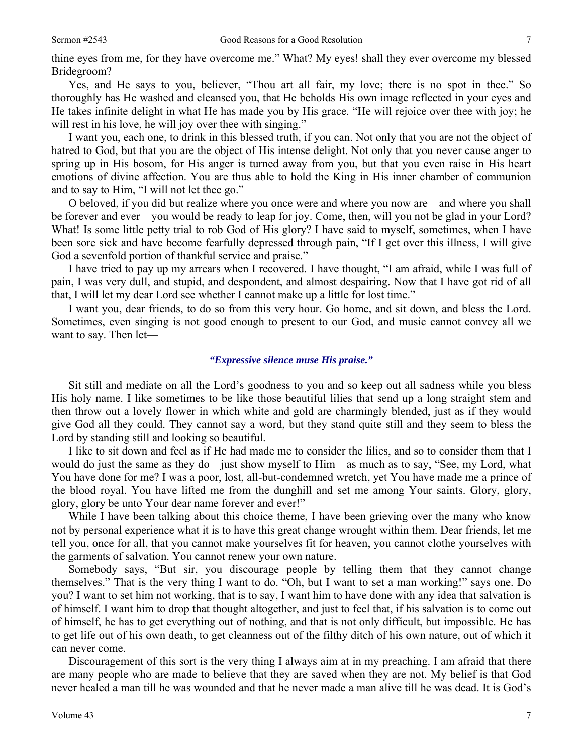thine eyes from me, for they have overcome me." What? My eyes! shall they ever overcome my blessed Bridegroom?

Yes, and He says to you, believer, "Thou art all fair, my love; there is no spot in thee." So thoroughly has He washed and cleansed you, that He beholds His own image reflected in your eyes and He takes infinite delight in what He has made you by His grace. "He will rejoice over thee with joy; he will rest in his love, he will joy over thee with singing."

I want you, each one, to drink in this blessed truth, if you can. Not only that you are not the object of hatred to God, but that you are the object of His intense delight. Not only that you never cause anger to spring up in His bosom, for His anger is turned away from you, but that you even raise in His heart emotions of divine affection. You are thus able to hold the King in His inner chamber of communion and to say to Him, "I will not let thee go."

O beloved, if you did but realize where you once were and where you now are—and where you shall be forever and ever—you would be ready to leap for joy. Come, then, will you not be glad in your Lord? What! Is some little petty trial to rob God of His glory? I have said to myself, sometimes, when I have been sore sick and have become fearfully depressed through pain, "If I get over this illness, I will give God a sevenfold portion of thankful service and praise."

I have tried to pay up my arrears when I recovered. I have thought, "I am afraid, while I was full of pain, I was very dull, and stupid, and despondent, and almost despairing. Now that I have got rid of all that, I will let my dear Lord see whether I cannot make up a little for lost time."

I want you, dear friends, to do so from this very hour. Go home, and sit down, and bless the Lord. Sometimes, even singing is not good enough to present to our God, and music cannot convey all we want to say. Then let—

*"Expressive silence muse His praise."*

Sit still and mediate on all the Lord's goodness to you and so keep out all sadness while you bless His holy name. I like sometimes to be like those beautiful lilies that send up a long straight stem and then throw out a lovely flower in which white and gold are charmingly blended, just as if they would give God all they could. They cannot say a word, but they stand quite still and they seem to bless the Lord by standing still and looking so beautiful.

I like to sit down and feel as if He had made me to consider the lilies, and so to consider them that I would do just the same as they do—just show myself to Him—as much as to say, "See, my Lord, what You have done for me? I was a poor, lost, all-but-condemned wretch, yet You have made me a prince of the blood royal. You have lifted me from the dunghill and set me among Your saints. Glory, glory, glory, glory be unto Your dear name forever and ever!"

While I have been talking about this choice theme, I have been grieving over the many who know not by personal experience what it is to have this great change wrought within them. Dear friends, let me tell you, once for all, that you cannot make yourselves fit for heaven, you cannot clothe yourselves with the garments of salvation. You cannot renew your own nature.

Somebody says, "But sir, you discourage people by telling them that they cannot change themselves." That is the very thing I want to do. "Oh, but I want to set a man working!" says one. Do you? I want to set him not working, that is to say, I want him to have done with any idea that salvation is of himself. I want him to drop that thought altogether, and just to feel that, if his salvation is to come out of himself, he has to get everything out of nothing, and that is not only difficult, but impossible. He has to get life out of his own death, to get cleanness out of the filthy ditch of his own nature, out of which it can never come.

Discouragement of this sort is the very thing I always aim at in my preaching. I am afraid that there are many people who are made to believe that they are saved when they are not. My belief is that God never healed a man till he was wounded and that he never made a man alive till he was dead. It is God's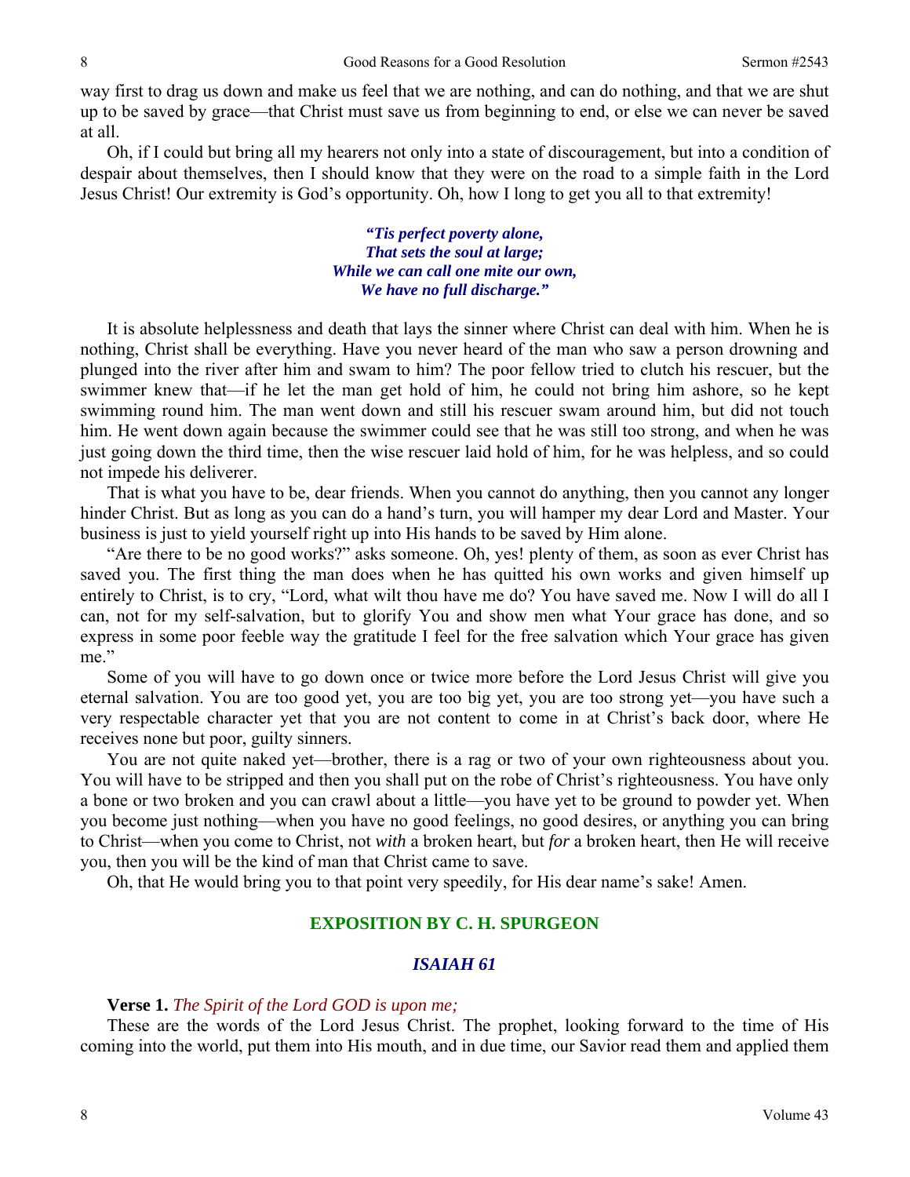way first to drag us down and make us feel that we are nothing, and can do nothing, and that we are shut up to be saved by grace—that Christ must save us from beginning to end, or else we can never be saved at all.

Oh, if I could but bring all my hearers not only into a state of discouragement, but into a condition of despair about themselves, then I should know that they were on the road to a simple faith in the Lord Jesus Christ! Our extremity is God's opportunity. Oh, how I long to get you all to that extremity!

> ***"Tis perfect poverty alone,***
> ***That sets the soul at large;***
> ***While we can call one mite our own,***
> ***We have no full discharge."***

It is absolute helplessness and death that lays the sinner where Christ can deal with him. When he is nothing, Christ shall be everything. Have you never heard of the man who saw a person drowning and plunged into the river after him and swam to him? The poor fellow tried to clutch his rescuer, but the swimmer knew that—if he let the man get hold of him, he could not bring him ashore, so he kept swimming round him. The man went down and still his rescuer swam around him, but did not touch him. He went down again because the swimmer could see that he was still too strong, and when he was just going down the third time, then the wise rescuer laid hold of him, for he was helpless, and so could not impede his deliverer.

That is what you have to be, dear friends. When you cannot do anything, then you cannot any longer hinder Christ. But as long as you can do a hand's turn, you will hamper my dear Lord and Master. Your business is just to yield yourself right up into His hands to be saved by Him alone.

"Are there to be no good works?" asks someone. Oh, yes! plenty of them, as soon as ever Christ has saved you. The first thing the man does when he has quitted his own works and given himself up entirely to Christ, is to cry, "Lord, what wilt thou have me do? You have saved me. Now I will do all I can, not for my self-salvation, but to glorify You and show men what Your grace has done, and so express in some poor feeble way the gratitude I feel for the free salvation which Your grace has given me."

Some of you will have to go down once or twice more before the Lord Jesus Christ will give you eternal salvation. You are too good yet, you are too big yet, you are too strong yet—you have such a very respectable character yet that you are not content to come in at Christ's back door, where He receives none but poor, guilty sinners.

You are not quite naked yet—brother, there is a rag or two of your own righteousness about you. You will have to be stripped and then you shall put on the robe of Christ's righteousness. You have only a bone or two broken and you can crawl about a little—you have yet to be ground to powder yet. When you become just nothing—when you have no good feelings, no good desires, or anything you can bring to Christ—when you come to Christ, not *with* a broken heart, but *for* a broken heart, then He will receive you, then you will be the kind of man that Christ came to save.

Oh, that He would bring you to that point very speedily, for His dear name's sake! Amen.

## EXPOSITION BY C. H. SPURGEON

### *ISAIAH 61*

**Verse 1.** *The Spirit of the Lord GOD is upon me;*

These are the words of the Lord Jesus Christ. The prophet, looking forward to the time of His coming into the world, put them into His mouth, and in due time, our Savior read them and applied them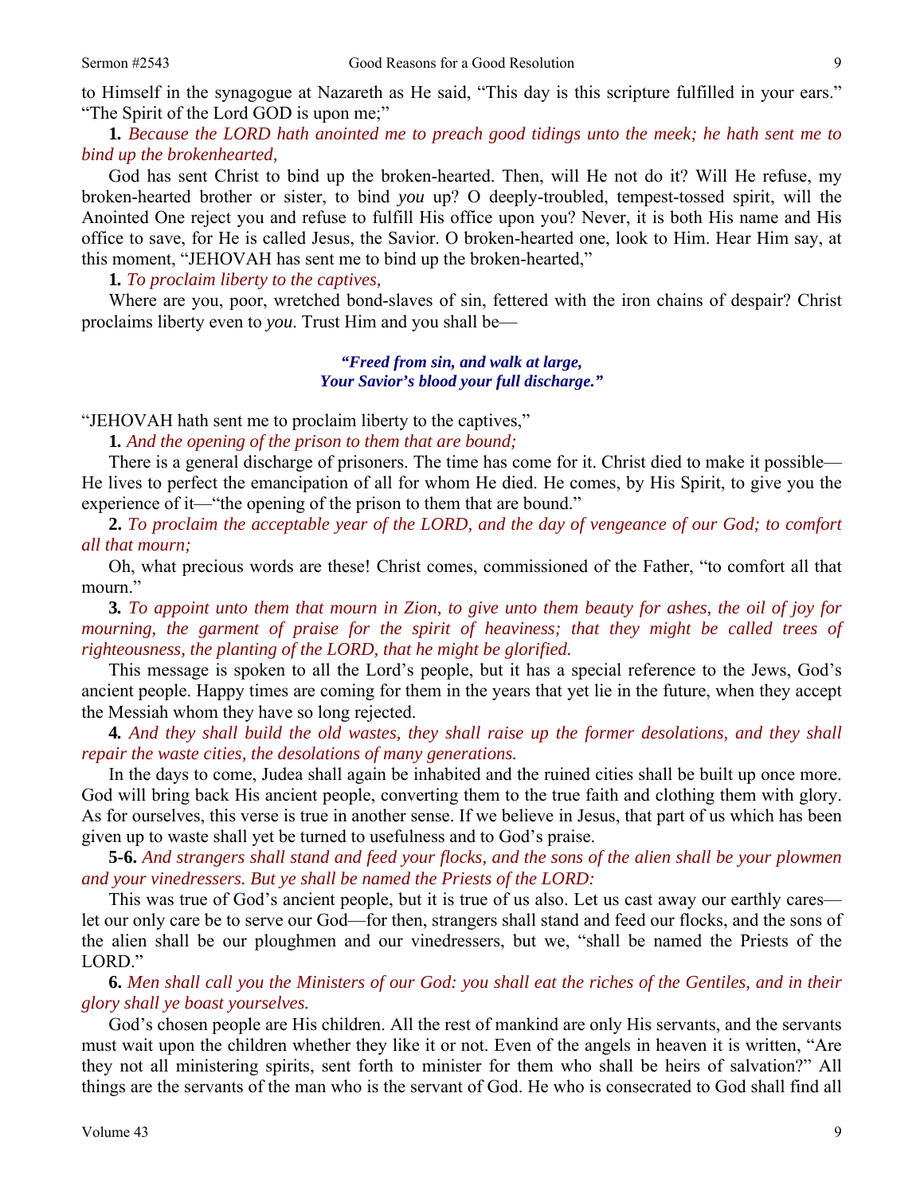to Himself in the synagogue at Nazareth as He said, "This day is this scripture fulfilled in your ears." "The Spirit of the Lord GOD is upon me;"

**1.** *Because the LORD hath anointed me to preach good tidings unto the meek; he hath sent me to bind up the brokenhearted,*

God has sent Christ to bind up the broken-hearted. Then, will He not do it? Will He refuse, my broken-hearted brother or sister, to bind *you* up? O deeply-troubled, tempest-tossed spirit, will the Anointed One reject you and refuse to fulfill His office upon you? Never, it is both His name and His office to save, for He is called Jesus, the Savior. O broken-hearted one, look to Him. Hear Him say, at this moment, "JEHOVAH has sent me to bind up the broken-hearted,"

**1.** *To proclaim liberty to the captives,*

Where are you, poor, wretched bond-slaves of sin, fettered with the iron chains of despair? Christ proclaims liberty even to *you*. Trust Him and you shall be—

> ***"Freed from sin, and walk at large,***
> ***Your Savior's blood your full discharge."***

"JEHOVAH hath sent me to proclaim liberty to the captives,"

**1.** *And the opening of the prison to them that are bound;*

There is a general discharge of prisoners. The time has come for it. Christ died to make it possible—He lives to perfect the emancipation of all for whom He died. He comes, by His Spirit, to give you the experience of it—"the opening of the prison to them that are bound."

**2.** *To proclaim the acceptable year of the LORD, and the day of vengeance of our God; to comfort all that mourn;*

Oh, what precious words are these! Christ comes, commissioned of the Father, "to comfort all that mourn."

**3.** *To appoint unto them that mourn in Zion, to give unto them beauty for ashes, the oil of joy for mourning, the garment of praise for the spirit of heaviness; that they might be called trees of righteousness, the planting of the LORD, that he might be glorified.*

This message is spoken to all the Lord's people, but it has a special reference to the Jews, God's ancient people. Happy times are coming for them in the years that yet lie in the future, when they accept the Messiah whom they have so long rejected.

**4.** *And they shall build the old wastes, they shall raise up the former desolations, and they shall repair the waste cities, the desolations of many generations.*

In the days to come, Judea shall again be inhabited and the ruined cities shall be built up once more. God will bring back His ancient people, converting them to the true faith and clothing them with glory. As for ourselves, this verse is true in another sense. If we believe in Jesus, that part of us which has been given up to waste shall yet be turned to usefulness and to God's praise.

**5-6.** *And strangers shall stand and feed your flocks, and the sons of the alien shall be your plowmen and your vinedressers. But ye shall be named the Priests of the LORD:*

This was true of God's ancient people, but it is true of us also. Let us cast away our earthly cares—let our only care be to serve our God—for then, strangers shall stand and feed our flocks, and the sons of the alien shall be our ploughmen and our vinedressers, but we, "shall be named the Priests of the LORD."

**6.** *Men shall call you the Ministers of our God: you shall eat the riches of the Gentiles, and in their glory shall ye boast yourselves.*

God's chosen people are His children. All the rest of mankind are only His servants, and the servants must wait upon the children whether they like it or not. Even of the angels in heaven it is written, "Are they not all ministering spirits, sent forth to minister for them who shall be heirs of salvation?" All things are the servants of the man who is the servant of God. He who is consecrated to God shall find all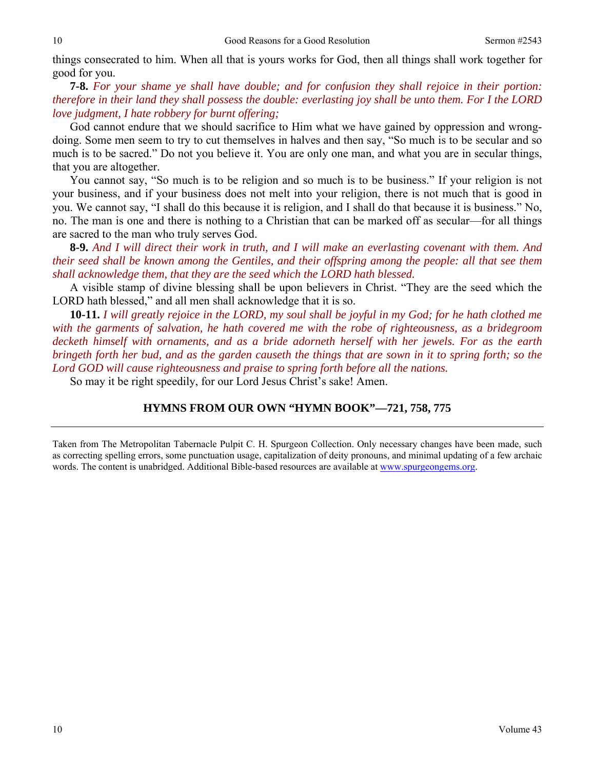things consecrated to him. When all that is yours works for God, then all things shall work together for good for you.

**7-8.** *For your shame ye shall have double; and for confusion they shall rejoice in their portion: therefore in their land they shall possess the double: everlasting joy shall be unto them. For I the LORD love judgment, I hate robbery for burnt offering;*

God cannot endure that we should sacrifice to Him what we have gained by oppression and wrong-doing. Some men seem to try to cut themselves in halves and then say, "So much is to be secular and so much is to be sacred." Do not you believe it. You are only one man, and what you are in secular things, that you are altogether.

You cannot say, "So much is to be religion and so much is to be business." If your religion is not your business, and if your business does not melt into your religion, there is not much that is good in you. We cannot say, "I shall do this because it is religion, and I shall do that because it is business." No, no. The man is one and there is nothing to a Christian that can be marked off as secular—for all things are sacred to the man who truly serves God.

**8-9.** *And I will direct their work in truth, and I will make an everlasting covenant with them. And their seed shall be known among the Gentiles, and their offspring among the people: all that see them shall acknowledge them, that they are the seed which the LORD hath blessed.*

A visible stamp of divine blessing shall be upon believers in Christ. "They are the seed which the LORD hath blessed," and all men shall acknowledge that it is so.

**10-11.** *I will greatly rejoice in the LORD, my soul shall be joyful in my God; for he hath clothed me with the garments of salvation, he hath covered me with the robe of righteousness, as a bridegroom decketh himself with ornaments, and as a bride adorneth herself with her jewels. For as the earth bringeth forth her bud, and as the garden causeth the things that are sown in it to spring forth; so the Lord GOD will cause righteousness and praise to spring forth before all the nations.*

So may it be right speedily, for our Lord Jesus Christ's sake! Amen.

**HYMNS FROM OUR OWN "HYMN BOOK"—721, 758, 775**

---

Taken from The Metropolitan Tabernacle Pulpit C. H. Spurgeon Collection. Only necessary changes have been made, such as correcting spelling errors, some punctuation usage, capitalization of deity pronouns, and minimal updating of a few archaic words. The content is unabridged. Additional Bible-based resources are available at www.spurgeongems.org.